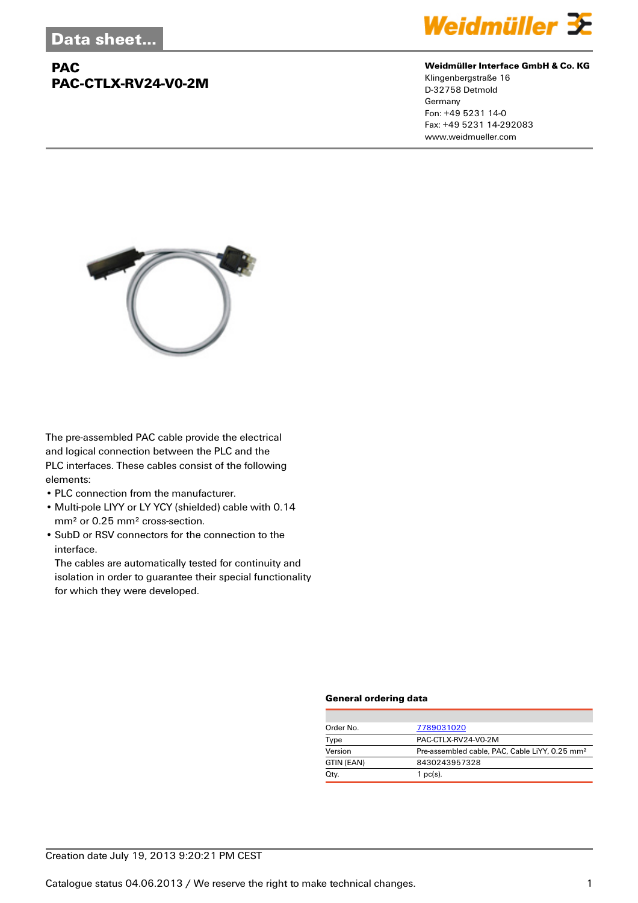Data sheet...

# PAC
## PAC-CTLX-RV24-V0-2M

**Weidmüller Interface GmbH & Co. KG**
Klingenbergstraße 16
D-32758 Detmold
Germany
Fon: +49 5231 14-0
Fax: +49 5231 14-292083
www.weidmueller.com

The pre-assembled PAC cable provide the electrical and logical connection between the PLC and the PLC interfaces. These cables consist of the following elements:

- PLC connection from the manufacturer.
- Multi-pole LIYY or LY YCY (shielded) cable with 0.14 mm² or 0.25 mm² cross-section.
- SubD or RSV connectors for the connection to the interface.
  The cables are automatically tested for continuity and isolation in order to guarantee their special functionality for which they were developed.

### General ordering data

| | |
|---|---|
| Order No. | 7789031020 |
| Type | PAC-CTLX-RV24-V0-2M |
| Version | Pre-assembled cable, PAC, Cable LiYY, 0.25 mm² |
| GTIN (EAN) | 8430243957328 |
| Qty. | 1 pc(s). |

Creation date July 19, 2013 9:20:21 PM CEST

Catalogue status 04.06.2013 / We reserve the right to make technical changes.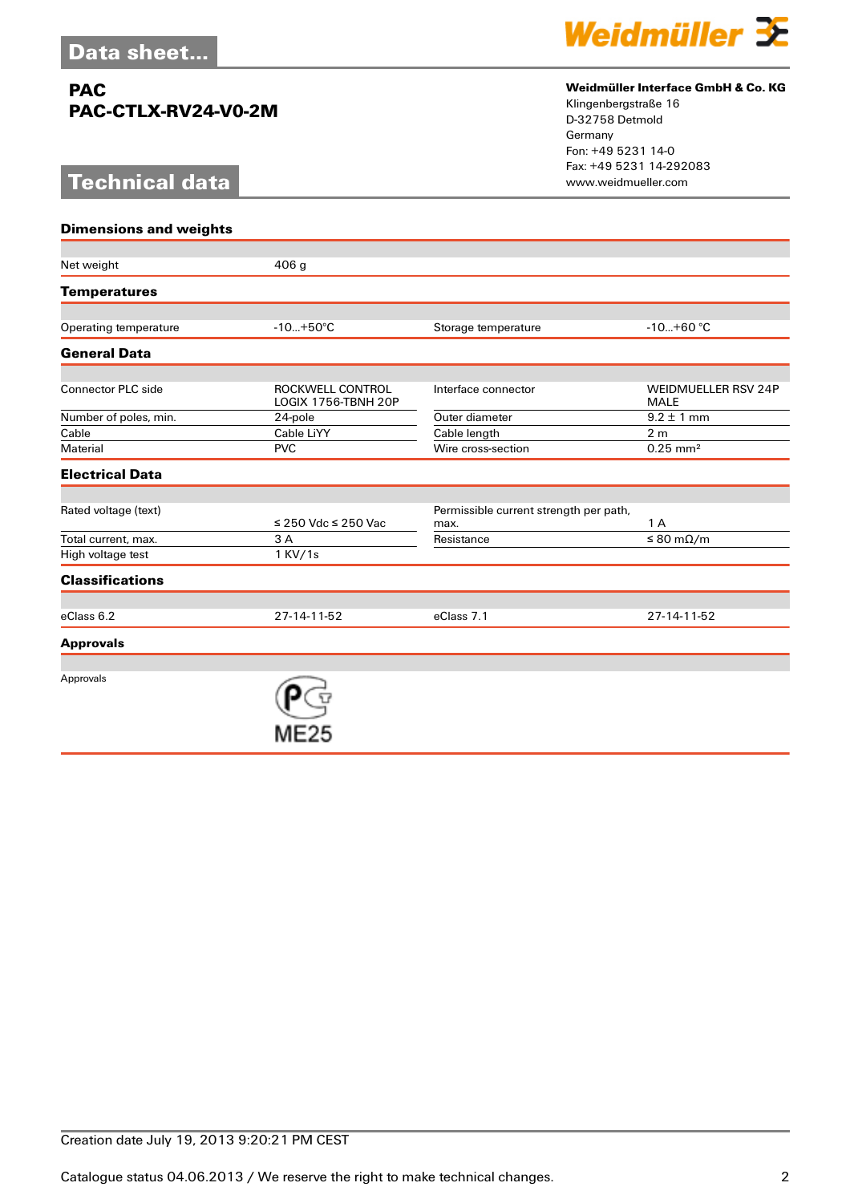# Data sheet...

## PAC
## PAC-CTLX-RV24-V0-2M

**Weidmüller Interface GmbH & Co. KG**
Klingenbergstraße 16
D-32758 Detmold
Germany
Fon: +49 5231 14-0
Fax: +49 5231 14-292083
www.weidmueller.com

# Technical data

### Dimensions and weights

| | | | |
|---|---|---|---|
| Net weight | 406 g | | |

### Temperatures

| | | | |
|---|---|---|---|
| Operating temperature | -10...+50°C | Storage temperature | -10...+60 °C |

### General Data

| | | | |
|---|---|---|---|
| Connector PLC side | ROCKWELL CONTROL LOGIX 1756-TBNH 20P | Interface connector | WEIDMUELLER RSV 24P MALE |
| Number of poles, min. | 24-pole | Outer diameter | 9.2 ± 1 mm |
| Cable | Cable LiYY | Cable length | 2 m |
| Material | PVC | Wire cross-section | 0.25 mm² |

### Electrical Data

| | | | |
|---|---|---|---|
| Rated voltage (text) | ≤ 250 Vdc ≤ 250 Vac | Permissible current strength per path, max. | 1 A |
| Total current, max. | 3 A | Resistance | ≤ 80 mΩ/m |
| High voltage test | 1 KV/1s | | |

### Classifications

| | | | |
|---|---|---|---|
| eClass 6.2 | 27-14-11-52 | eClass 7.1 | 27-14-11-52 |

### Approvals

Approvals

ME25

Creation date July 19, 2013 9:20:21 PM CEST

Catalogue status 04.06.2013 / We reserve the right to make technical changes.